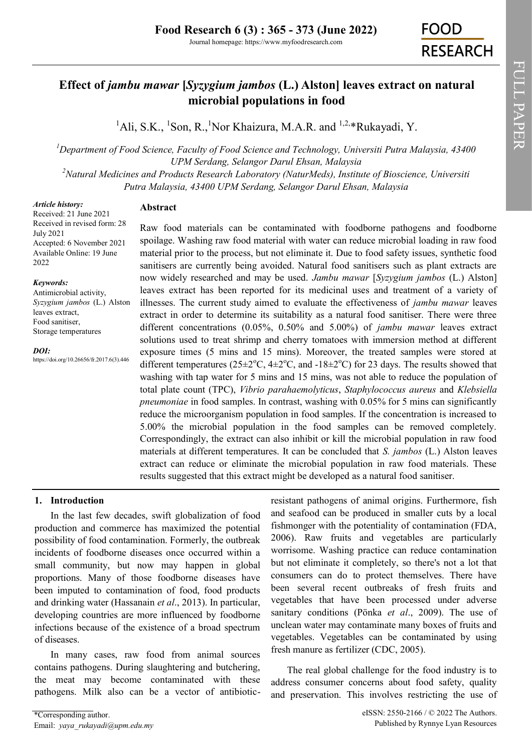# Effect of *jambu mawar* [*Syzygium jambos* (L.) Alston] leaves extract on natural microbial populations in food

[1]Ali, S.K., [1]Son, R., [1]Nor Khaizura, M.A.R. and [1,2,*]Rukayadi, Y.

[1]*Department of Food Science, Faculty of Food Science and Technology, Universiti Putra Malaysia, 43400 UPM Serdang, Selangor Darul Ehsan, Malaysia*

[2]*Natural Medicines and Products Research Laboratory (NaturMeds), Institute of Bioscience, Universiti Putra Malaysia, 43400 UPM Serdang, Selangor Darul Ehsan, Malaysia*

***Article history:***
Received: 21 June 2021
Received in revised form: 28 July 2021
Accepted: 6 November 2021
Available Online: 19 June 2022

***Keywords:***
Antimicrobial activity,
*Syzygium jambos* (L.) Alston leaves extract,
Food sanitiser,
Storage temperatures

***DOI:***
https://doi.org/10.26656/fr.2017.6(3).446

## Abstract

Raw food materials can be contaminated with foodborne pathogens and foodborne spoilage. Washing raw food material with water can reduce microbial loading in raw food material prior to the process, but not eliminate it. Due to food safety issues, synthetic food sanitisers are currently being avoided. Natural food sanitisers such as plant extracts are now widely researched and may be used. *Jambu mawar* [*Syzygium jambos* (L.) Alston] leaves extract has been reported for its medicinal uses and treatment of a variety of illnesses. The current study aimed to evaluate the effectiveness of *jambu mawar* leaves extract in order to determine its suitability as a natural food sanitiser. There were three different concentrations (0.05%, 0.50% and 5.00%) of *jambu mawar* leaves extract solutions used to treat shrimp and cherry tomatoes with immersion method at different exposure times (5 mins and 15 mins). Moreover, the treated samples were stored at different temperatures (25±2°C, 4±2°C, and -18±2°C) for 23 days. The results showed that washing with tap water for 5 mins and 15 mins, was not able to reduce the population of total plate count (TPC), *Vibrio parahaemolyticus*, *Staphylococcus aureus* and *Klebsiella pneumoniae* in food samples. In contrast, washing with 0.05% for 5 mins can significantly reduce the microorganism population in food samples. If the concentration is increased to 5.00% the microbial population in the food samples can be removed completely. Correspondingly, the extract can also inhibit or kill the microbial population in raw food materials at different temperatures. It can be concluded that *S. jambos* (L.) Alston leaves extract can reduce or eliminate the microbial population in raw food materials. These results suggested that this extract might be developed as a natural food sanitiser.

## 1. Introduction

In the last few decades, swift globalization of food production and commerce has maximized the potential possibility of food contamination. Formerly, the outbreak incidents of foodborne diseases once occurred within a small community, but now may happen in global proportions. Many of those foodborne diseases have been imputed to contamination of food, food products and drinking water (Hassanain *et al*., 2013). In particular, developing countries are more influenced by foodborne infections because of the existence of a broad spectrum of diseases.

In many cases, raw food from animal sources contains pathogens. During slaughtering and butchering, the meat may become contaminated with these pathogens. Milk also can be a vector of antibiotic-resistant pathogens of animal origins. Furthermore, fish and seafood can be produced in smaller cuts by a local fishmonger with the potentiality of contamination (FDA, 2006). Raw fruits and vegetables are particularly worrisome. Washing practice can reduce contamination but not eliminate it completely, so there's not a lot that consumers can do to protect themselves. There have been several recent outbreaks of fresh fruits and vegetables that have been processed under adverse sanitary conditions (Pönka *et al*., 2009). The use of unclean water may contaminate many boxes of fruits and vegetables. Vegetables can be contaminated by using fresh manure as fertilizer (CDC, 2005).

The real global challenge for the food industry is to address consumer concerns about food safety, quality and preservation. This involves restricting the use of

\*Corresponding author.
Email: *yaya_rukayadi@upm.edu.my*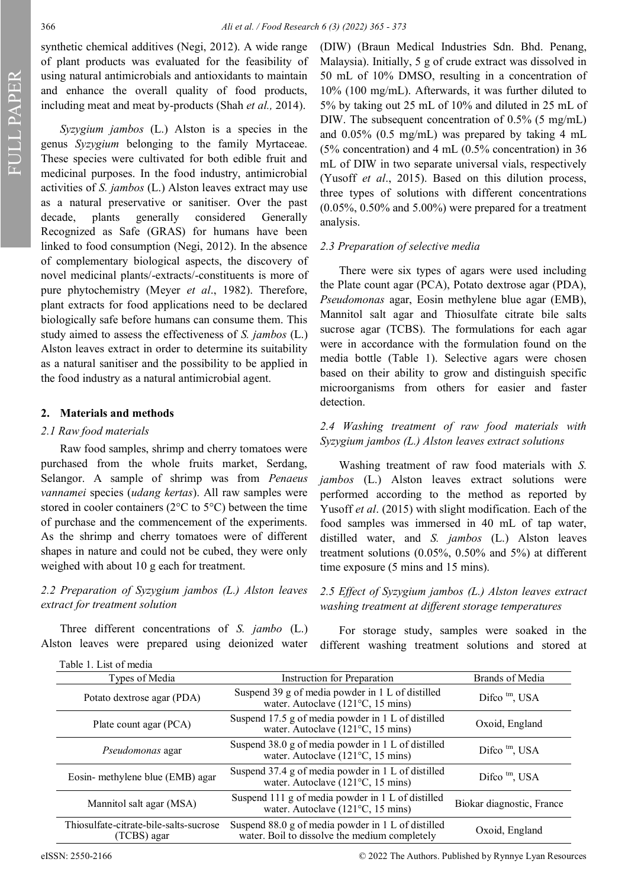synthetic chemical additives (Negi, 2012). A wide range of plant products was evaluated for the feasibility of using natural antimicrobials and antioxidants to maintain and enhance the overall quality of food products, including meat and meat by-products (Shah *et al.,* 2014).

*Syzygium jambos* (L.) Alston is a species in the genus *Syzygium* belonging to the family Myrtaceae. These species were cultivated for both edible fruit and medicinal purposes. In the food industry, antimicrobial activities of *S. jambos* (L.) Alston leaves extract may use as a natural preservative or sanitiser. Over the past decade, plants generally considered Generally Recognized as Safe (GRAS) for humans have been linked to food consumption (Negi, 2012). In the absence of complementary biological aspects, the discovery of novel medicinal plants/-extracts/-constituents is more of pure phytochemistry (Meyer *et al*., 1982). Therefore, plant extracts for food applications need to be declared biologically safe before humans can consume them. This study aimed to assess the effectiveness of *S. jambos* (L.) Alston leaves extract in order to determine its suitability as a natural sanitiser and the possibility to be applied in the food industry as a natural antimicrobial agent.

## 2. Materials and methods

### 2.1 Raw food materials

Raw food samples, shrimp and cherry tomatoes were purchased from the whole fruits market, Serdang, Selangor. A sample of shrimp was from *Penaeus vannamei* species (*udang kertas*). All raw samples were stored in cooler containers (2°C to 5°C) between the time of purchase and the commencement of the experiments. As the shrimp and cherry tomatoes were of different shapes in nature and could not be cubed, they were only weighed with about 10 g each for treatment.

### 2.2 Preparation of *Syzygium jambos (L.)* Alston leaves extract for treatment solution

Three different concentrations of *S. jambo* (L.) Alston leaves were prepared using deionized water (DIW) (Braun Medical Industries Sdn. Bhd. Penang, Malaysia). Initially, 5 g of crude extract was dissolved in 50 mL of 10% DMSO, resulting in a concentration of 10% (100 mg/mL). Afterwards, it was further diluted to 5% by taking out 25 mL of 10% and diluted in 25 mL of DIW. The subsequent concentration of 0.5% (5 mg/mL) and 0.05% (0.5 mg/mL) was prepared by taking 4 mL (5% concentration) and 4 mL (0.5% concentration) in 36 mL of DIW in two separate universal vials, respectively (Yusoff *et al*., 2015). Based on this dilution process, three types of solutions with different concentrations (0.05%, 0.50% and 5.00%) were prepared for a treatment analysis.

### 2.3 Preparation of selective media

There were six types of agars were used including the Plate count agar (PCA), Potato dextrose agar (PDA), *Pseudomonas* agar, Eosin methylene blue agar (EMB), Mannitol salt agar and Thiosulfate citrate bile salts sucrose agar (TCBS). The formulations for each agar were in accordance with the formulation found on the media bottle (Table 1). Selective agars were chosen based on their ability to grow and distinguish specific microorganisms from others for easier and faster detection.

### 2.4 Washing treatment of raw food materials with *Syzygium jambos (L.)* Alston leaves extract solutions

Washing treatment of raw food materials with *S. jambos* (L.) Alston leaves extract solutions were performed according to the method as reported by Yusoff *et al*. (2015) with slight modification. Each of the food samples was immersed in 40 mL of tap water, distilled water, and *S. jambos* (L.) Alston leaves treatment solutions (0.05%, 0.50% and 5%) at different time exposure (5 mins and 15 mins).

### 2.5 Effect of *Syzygium jambos (L.)* Alston leaves extract washing treatment at different storage temperatures

For storage study, samples were soaked in the different washing treatment solutions and stored at

Table 1. List of media

| Types of Media | Instruction for Preparation | Brands of Media |
|---|---|---|
| Potato dextrose agar (PDA) | Suspend 39 g of media powder in 1 L of distilled water. Autoclave (121°C, 15 mins) | Difco ™, USA |
| Plate count agar (PCA) | Suspend 17.5 g of media powder in 1 L of distilled water. Autoclave (121°C, 15 mins) | Oxoid, England |
| *Pseudomonas* agar | Suspend 38.0 g of media powder in 1 L of distilled water. Autoclave (121°C, 15 mins) | Difco ™, USA |
| Eosin- methylene blue (EMB) agar | Suspend 37.4 g of media powder in 1 L of distilled water. Autoclave (121°C, 15 mins) | Difco ™, USA |
| Mannitol salt agar (MSA) | Suspend 111 g of media powder in 1 L of distilled water. Autoclave (121°C, 15 mins) | Biokar diagnostic, France |
| Thiosulfate-citrate-bile-salts-sucrose (TCBS) agar | Suspend 88.0 g of media powder in 1 L of distilled water. Boil to dissolve the medium completely | Oxoid, England |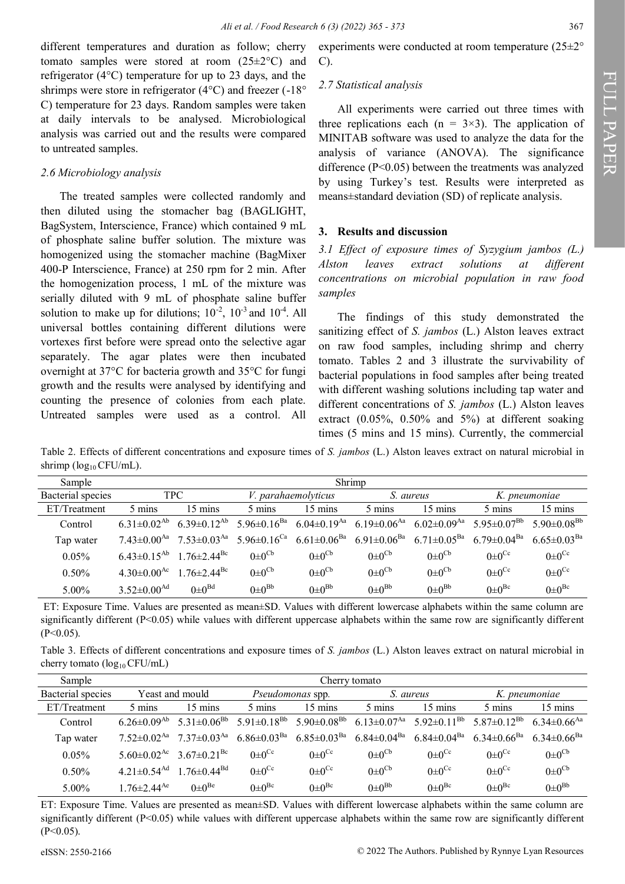different temperatures and duration as follow; cherry tomato samples were stored at room (25±2°C) and refrigerator (4°C) temperature for up to 23 days, and the shrimps were store in refrigerator (4°C) and freezer (-18°C) temperature for 23 days. Random samples were taken at daily intervals to be analysed. Microbiological analysis was carried out and the results were compared to untreated samples.

### 2.6 Microbiology analysis

The treated samples were collected randomly and then diluted using the stomacher bag (BAGLIGHT, BagSystem, Interscience, France) which contained 9 mL of phosphate saline buffer solution. The mixture was homogenized using the stomacher machine (BagMixer 400-P Interscience, France) at 250 rpm for 2 min. After the homogenization process, 1 mL of the mixture was serially diluted with 9 mL of phosphate saline buffer solution to make up for dilutions; $10^{-2}$, $10^{-3}$ and $10^{-4}$. All universal bottles containing different dilutions were vortexes first before were spread onto the selective agar separately. The agar plates were then incubated overnight at 37°C for bacteria growth and 35°C for fungi growth and the results were analysed by identifying and counting the presence of colonies from each plate. Untreated samples were used as a control. All experiments were conducted at room temperature (25±2°C).

### 2.7 Statistical analysis

All experiments were carried out three times with three replications each (n = 3×3). The application of MINITAB software was used to analyze the data for the analysis of variance (ANOVA). The significance difference (P<0.05) between the treatments was analyzed by using Turkey's test. Results were interpreted as means±standard deviation (SD) of replicate analysis.

## 3. Results and discussion

### 3.1 Effect of exposure times of *Syzygium jambos (L.)* Alston leaves extract solutions at different concentrations on microbial population in raw food samples

The findings of this study demonstrated the sanitizing effect of *S. jambos* (L.) Alston leaves extract on raw food samples, including shrimp and cherry tomato. Tables 2 and 3 illustrate the survivability of bacterial populations in food samples after being treated with different washing solutions including tap water and different concentrations of *S. jambos* (L.) Alston leaves extract (0.05%, 0.50% and 5%) at different soaking times (5 mins and 15 mins). Currently, the commercial

Table 2. Effects of different concentrations and exposure times of *S. jambos* (L.) Alston leaves extract on natural microbial in shrimp ($log_{10}$ CFU/mL).

| Sample | Shrimp | | | | | | | |
|---|---|---|---|---|---|---|---|---|
| Bacterial species | TPC | | *V. parahaemolyticus* | | *S. aureus* | | *K. pneumoniae* | |
| ET/Treatment | 5 mins | 15 mins | 5 mins | 15 mins | 5 mins | 15 mins | 5 mins | 15 mins |
| Control | $6.31±0.02^{Ab}$ | $6.39±0.12^{Ab}$ | $5.96±0.16^{Ba}$ | $6.04±0.19^{Aa}$ | $6.19±0.06^{Aa}$ | $6.02±0.09^{Aa}$ | $5.95±0.07^{Bb}$ | $5.90±0.08^{Bb}$ |
| Tap water | $7.43±0.00^{Aa}$ | $7.53±0.03^{Aa}$ | $5.96±0.16^{Ca}$ | $6.61±0.06^{Ba}$ | $6.91±0.06^{Ba}$ | $6.71±0.05^{Ba}$ | $6.79±0.04^{Ba}$ | $6.65±0.03^{Ba}$ |
| 0.05% | $6.43±0.15^{Ab}$ | $1.76±2.44^{Bc}$ | $0±0^{Cb}$ | $0±0^{Cb}$ | $0±0^{Cb}$ | $0±0^{Cb}$ | $0±0^{Cc}$ | $0±0^{Cc}$ |
| 0.50% | $4.30±0.00^{Ac}$ | $1.76±2.44^{Bc}$ | $0±0^{Cb}$ | $0±0^{Cb}$ | $0±0^{Cb}$ | $0±0^{Cb}$ | $0±0^{Cc}$ | $0±0^{Cc}$ |
| 5.00% | $3.52±0.00^{Ad}$ | $0±0^{Bd}$ | $0±0^{Bb}$ | $0±0^{Bb}$ | $0±0^{Bb}$ | $0±0^{Bb}$ | $0±0^{Bc}$ | $0±0^{Bc}$ |

ET: Exposure Time. Values are presented as mean±SD. Values with different lowercase alphabets within the same column are significantly different (P<0.05) while values with different uppercase alphabets within the same row are significantly different (P<0.05).

Table 3. Effects of different concentrations and exposure times of *S. jambos* (L.) Alston leaves extract on natural microbial in cherry tomato ($log_{10}$ CFU/mL)

| Sample | Cherry tomato | | | | | | | |
|---|---|---|---|---|---|---|---|---|
| Bacterial species | Yeast and mould | | *Pseudomonas* spp. | | *S. aureus* | | *K. pneumoniae* | |
| ET/Treatment | 5 mins | 15 mins | 5 mins | 15 mins | 5 mins | 15 mins | 5 mins | 15 mins |
| Control | $6.26±0.09^{Ab}$ | $5.31±0.06^{Bb}$ | $5.91±0.18^{Bb}$ | $5.90±0.08^{Bb}$ | $6.13±0.07^{Aa}$ | $5.92±0.11^{Bb}$ | $5.87±0.12^{Bb}$ | $6.34±0.66^{Aa}$ |
| Tap water | $7.52±0.02^{Aa}$ | $7.37±0.03^{Aa}$ | $6.86±0.03^{Ba}$ | $6.85±0.03^{Ba}$ | $6.84±0.04^{Ba}$ | $6.84±0.04^{Ba}$ | $6.34±0.66^{Ba}$ | $6.34±0.66^{Ba}$ |
| 0.05% | $5.60±0.02^{Ac}$ | $3.67±0.21^{Bc}$ | $0±0^{Cc}$ | $0±0^{Cc}$ | $0±0^{Cb}$ | $0±0^{Cc}$ | $0±0^{Cc}$ | $0±0^{Cb}$ |
| 0.50% | $4.21±0.54^{Ad}$ | $1.76±0.44^{Bd}$ | $0±0^{Cc}$ | $0±0^{Cc}$ | $0±0^{Cb}$ | $0±0^{Cc}$ | $0±0^{Cc}$ | $0±0^{Cb}$ |
| 5.00% | $1.76±2.44^{Ae}$ | $0±0^{Be}$ | $0±0^{Bc}$ | $0±0^{Bc}$ | $0±0^{Bb}$ | $0±0^{Bc}$ | $0±0^{Bc}$ | $0±0^{Bb}$ |

ET: Exposure Time. Values are presented as mean±SD. Values with different lowercase alphabets within the same column are significantly different (P<0.05) while values with different uppercase alphabets within the same row are significantly different (P<0.05).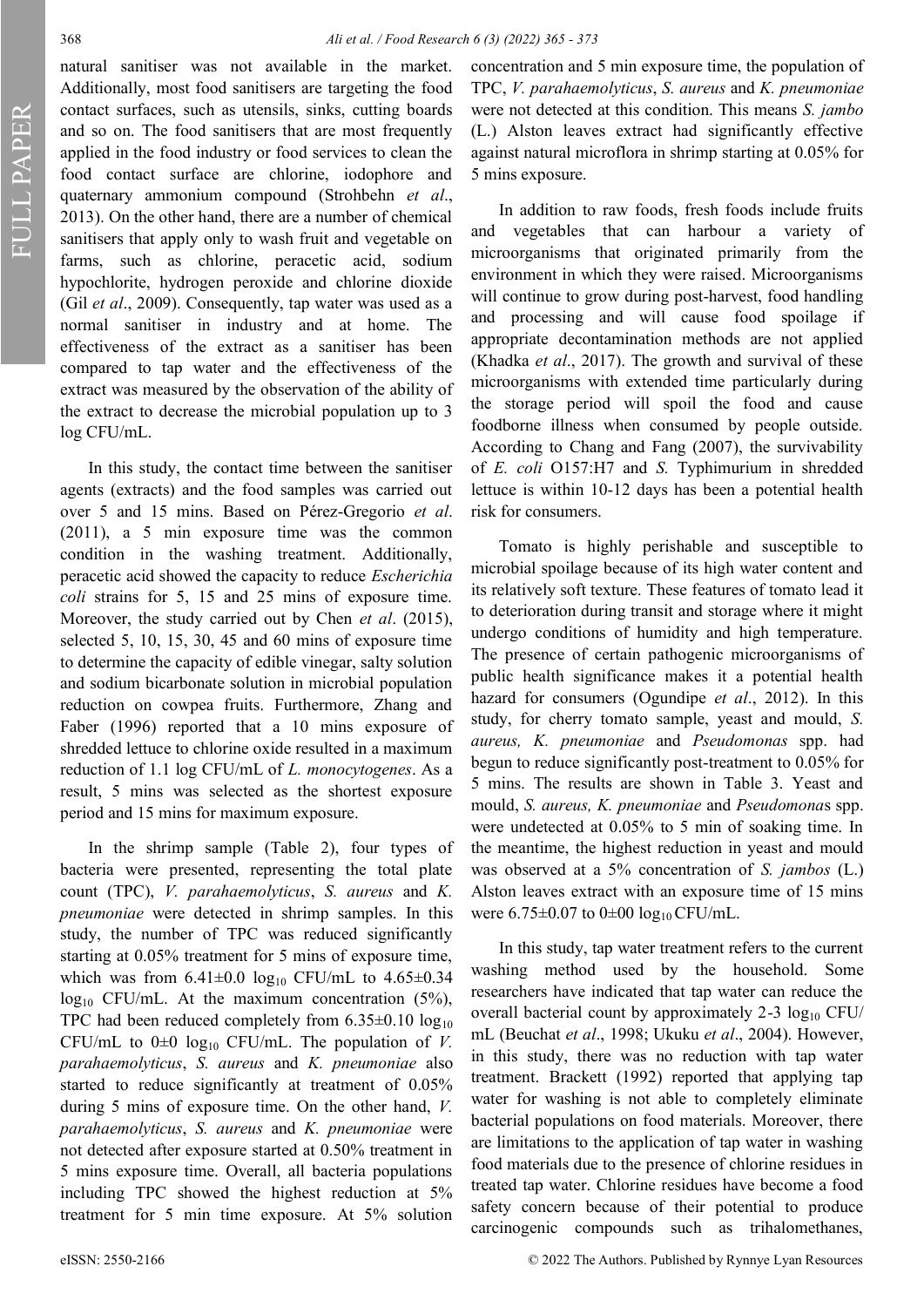natural sanitiser was not available in the market. Additionally, most food sanitisers are targeting the food contact surfaces, such as utensils, sinks, cutting boards and so on. The food sanitisers that are most frequently applied in the food industry or food services to clean the food contact surface are chlorine, iodophore and quaternary ammonium compound (Strohbehn *et al*., 2013). On the other hand, there are a number of chemical sanitisers that apply only to wash fruit and vegetable on farms, such as chlorine, peracetic acid, sodium hypochlorite, hydrogen peroxide and chlorine dioxide (Gil *et al*., 2009). Consequently, tap water was used as a normal sanitiser in industry and at home. The effectiveness of the extract as a sanitiser has been compared to tap water and the effectiveness of the extract was measured by the observation of the ability of the extract to decrease the microbial population up to 3 log CFU/mL.

In this study, the contact time between the sanitiser agents (extracts) and the food samples was carried out over 5 and 15 mins. Based on Pérez-Gregorio *et al*. (2011), a 5 min exposure time was the common condition in the washing treatment. Additionally, peracetic acid showed the capacity to reduce *Escherichia coli* strains for 5, 15 and 25 mins of exposure time. Moreover, the study carried out by Chen *et al*. (2015), selected 5, 10, 15, 30, 45 and 60 mins of exposure time to determine the capacity of edible vinegar, salty solution and sodium bicarbonate solution in microbial population reduction on cowpea fruits. Furthermore, Zhang and Faber (1996) reported that a 10 mins exposure of shredded lettuce to chlorine oxide resulted in a maximum reduction of 1.1 log CFU/mL of *L. monocytogenes*. As a result, 5 mins was selected as the shortest exposure period and 15 mins for maximum exposure.

In the shrimp sample (Table 2), four types of bacteria were presented, representing the total plate count (TPC), *V. parahaemolyticus*, *S. aureus* and *K. pneumoniae* were detected in shrimp samples. In this study, the number of TPC was reduced significantly starting at 0.05% treatment for 5 mins of exposure time, which was from 6.41±0.0 $\log_{10}$ CFU/mL to 4.65±0.34 $\log_{10}$ CFU/mL. At the maximum concentration (5%), TPC had been reduced completely from 6.35±0.10 $\log_{10}$ CFU/mL to 0±0 $\log_{10}$ CFU/mL. The population of *V. parahaemolyticus*, *S. aureus* and *K. pneumoniae* also started to reduce significantly at treatment of 0.05% during 5 mins of exposure time. On the other hand, *V. parahaemolyticus*, *S. aureus* and *K. pneumoniae* were not detected after exposure started at 0.50% treatment in 5 mins exposure time. Overall, all bacteria populations including TPC showed the highest reduction at 5% treatment for 5 min time exposure. At 5% solution concentration and 5 min exposure time, the population of TPC, *V. parahaemolyticus*, *S. aureus* and *K. pneumoniae* were not detected at this condition. This means *S. jambo* (L.) Alston leaves extract had significantly effective against natural microflora in shrimp starting at 0.05% for 5 mins exposure.

In addition to raw foods, fresh foods include fruits and vegetables that can harbour a variety of microorganisms that originated primarily from the environment in which they were raised. Microorganisms will continue to grow during post-harvest, food handling and processing and will cause food spoilage if appropriate decontamination methods are not applied (Khadka *et al*., 2017). The growth and survival of these microorganisms with extended time particularly during the storage period will spoil the food and cause foodborne illness when consumed by people outside. According to Chang and Fang (2007), the survivability of *E. coli* O157:H7 and *S.* Typhimurium in shredded lettuce is within 10-12 days has been a potential health risk for consumers.

Tomato is highly perishable and susceptible to microbial spoilage because of its high water content and its relatively soft texture. These features of tomato lead it to deterioration during transit and storage where it might undergo conditions of humidity and high temperature. The presence of certain pathogenic microorganisms of public health significance makes it a potential health hazard for consumers (Ogundipe *et al*., 2012). In this study, for cherry tomato sample, yeast and mould, *S. aureus, K. pneumoniae* and *Pseudomonas* spp. had begun to reduce significantly post-treatment to 0.05% for 5 mins. The results are shown in Table 3. Yeast and mould, *S. aureus, K. pneumoniae* and *Pseudomonas* spp. were undetected at 0.05% to 5 min of soaking time. In the meantime, the highest reduction in yeast and mould was observed at a 5% concentration of *S. jambos* (L.) Alston leaves extract with an exposure time of 15 mins were 6.75±0.07 to 0±00 $\log_{10}$ CFU/mL.

In this study, tap water treatment refers to the current washing method used by the household. Some researchers have indicated that tap water can reduce the overall bacterial count by approximately 2-3 $\log_{10}$ CFU/mL (Beuchat *et al*., 1998; Ukuku *et al*., 2004). However, in this study, there was no reduction with tap water treatment. Brackett (1992) reported that applying tap water for washing is not able to completely eliminate bacterial populations on food materials. Moreover, there are limitations to the application of tap water in washing food materials due to the presence of chlorine residues in treated tap water. Chlorine residues have become a food safety concern because of their potential to produce carcinogenic compounds such as trihalomethanes,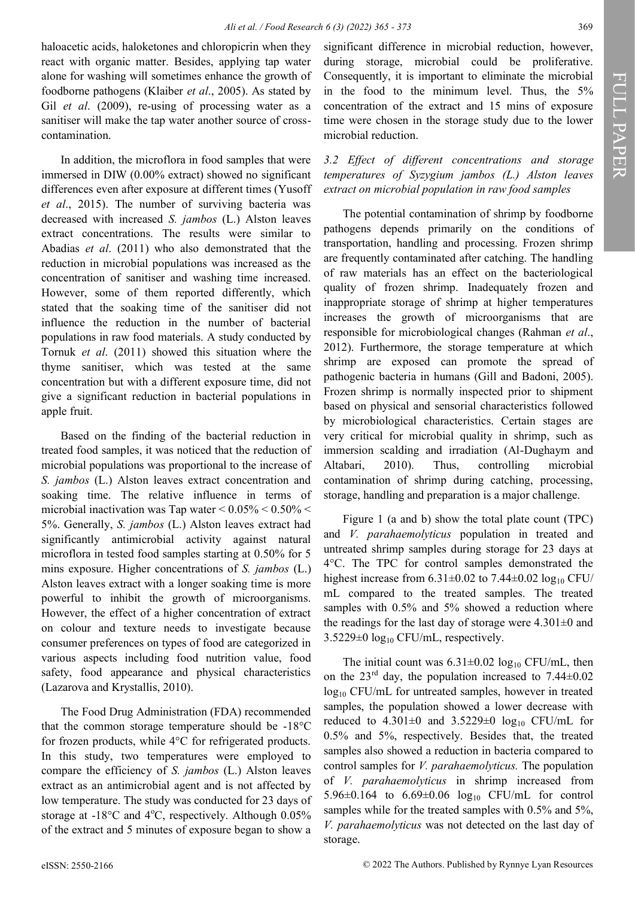haloacetic acids, haloketones and chloropicrin when they react with organic matter. Besides, applying tap water alone for washing will sometimes enhance the growth of foodborne pathogens (Klaiber *et al*., 2005). As stated by Gil *et al*. (2009), re-using of processing water as a sanitiser will make the tap water another source of cross-contamination.

In addition, the microflora in food samples that were immersed in DIW (0.00% extract) showed no significant differences even after exposure at different times (Yusoff *et al*., 2015). The number of surviving bacteria was decreased with increased *S. jambos* (L.) Alston leaves extract concentrations. The results were similar to Abadias *et al*. (2011) who also demonstrated that the reduction in microbial populations was increased as the concentration of sanitiser and washing time increased. However, some of them reported differently, which stated that the soaking time of the sanitiser did not influence the reduction in the number of bacterial populations in raw food materials. A study conducted by Tornuk *et al*. (2011) showed this situation where the thyme sanitiser, which was tested at the same concentration but with a different exposure time, did not give a significant reduction in bacterial populations in apple fruit.

Based on the finding of the bacterial reduction in treated food samples, it was noticed that the reduction of microbial populations was proportional to the increase of *S. jambos* (L.) Alston leaves extract concentration and soaking time. The relative influence in terms of microbial inactivation was Tap water < 0.05% < 0.50% < 5%. Generally, *S. jambos* (L.) Alston leaves extract had significantly antimicrobial activity against natural microflora in tested food samples starting at 0.50% for 5 mins exposure. Higher concentrations of *S. jambos* (L.) Alston leaves extract with a longer soaking time is more powerful to inhibit the growth of microorganisms. However, the effect of a higher concentration of extract on colour and texture needs to investigate because consumer preferences on types of food are categorized in various aspects including food nutrition value, food safety, food appearance and physical characteristics (Lazarova and Krystallis, 2010).

The Food Drug Administration (FDA) recommended that the common storage temperature should be -18°C for frozen products, while 4°C for refrigerated products. In this study, two temperatures were employed to compare the efficiency of *S. jambos* (L.) Alston leaves extract as an antimicrobial agent and is not affected by low temperature. The study was conducted for 23 days of storage at -18°C and 4°C, respectively. Although 0.05% of the extract and 5 minutes of exposure began to show a significant difference in microbial reduction, however, during storage, microbial could be proliferative. Consequently, it is important to eliminate the microbial in the food to the minimum level. Thus, the 5% concentration of the extract and 15 mins of exposure time were chosen in the storage study due to the lower microbial reduction.

### *3.2 Effect of different concentrations and storage temperatures of Syzygium jambos (L.) Alston leaves extract on microbial population in raw food samples*

The potential contamination of shrimp by foodborne pathogens depends primarily on the conditions of transportation, handling and processing. Frozen shrimp are frequently contaminated after catching. The handling of raw materials has an effect on the bacteriological quality of frozen shrimp. Inadequately frozen and inappropriate storage of shrimp at higher temperatures increases the growth of microorganisms that are responsible for microbiological changes (Rahman *et al*., 2012). Furthermore, the storage temperature at which shrimp are exposed can promote the spread of pathogenic bacteria in humans (Gill and Badoni, 2005). Frozen shrimp is normally inspected prior to shipment based on physical and sensorial characteristics followed by microbiological characteristics. Certain stages are very critical for microbial quality in shrimp, such as immersion scalding and irradiation (Al-Dughaym and Altabari, 2010). Thus, controlling microbial contamination of shrimp during catching, processing, storage, handling and preparation is a major challenge.

Figure 1 (a and b) show the total plate count (TPC) and *V. parahaemolyticus* population in treated and untreated shrimp samples during storage for 23 days at 4°C. The TPC for control samples demonstrated the highest increase from 6.31±0.02 to 7.44±0.02 $\log_{10}$ CFU/mL compared to the treated samples. The treated samples with 0.5% and 5% showed a reduction where the readings for the last day of storage were 4.301±0 and 3.5229±0 $\log_{10}$ CFU/mL, respectively.

The initial count was 6.31±0.02 $\log_{10}$ CFU/mL, then on the 23rd day, the population increased to 7.44±0.02 $\log_{10}$ CFU/mL for untreated samples, however in treated samples, the population showed a lower decrease with reduced to 4.301±0 and 3.5229±0 $\log_{10}$ CFU/mL for 0.5% and 5%, respectively. Besides that, the treated samples also showed a reduction in bacteria compared to control samples for *V. parahaemolyticus.* The population of *V. parahaemolyticus* in shrimp increased from 5.96±0.164 to 6.69±0.06 $\log_{10}$ CFU/mL for control samples while for the treated samples with 0.5% and 5%, *V. parahaemolyticus* was not detected on the last day of storage.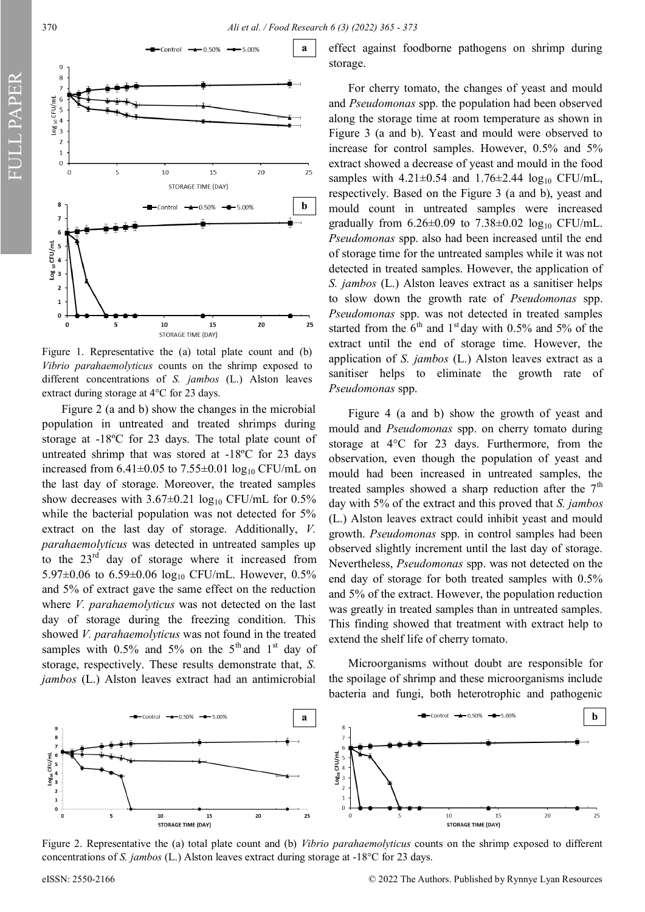Figure 1. Representative the (a) total plate count and (b) *Vibrio parahaemolyticus* counts on the shrimp exposed to different concentrations of *S. jambos* (L.) Alston leaves extract during storage at 4°C for 23 days.

Figure 2 (a and b) show the changes in the microbial population in untreated and treated shrimps during storage at -18ºC for 23 days. The total plate count of untreated shrimp that was stored at -18ºC for 23 days increased from 6.41±0.05 to 7.55±0.01 $\log_{10}$ CFU/mL on the last day of storage. Moreover, the treated samples show decreases with 3.67±0.21 $\log_{10}$ CFU/mL for 0.5% while the bacterial population was not detected for 5% extract on the last day of storage. Additionally, *V. parahaemolyticus* was detected in untreated samples up to the 23rd day of storage where it increased from 5.97±0.06 to 6.59±0.06 $\log_{10}$ CFU/mL. However, 0.5% and 5% of extract gave the same effect on the reduction where *V. parahaemolyticus* was not detected on the last day of storage during the freezing condition. This showed *V. parahaemolyticus* was not found in the treated samples with 0.5% and 5% on the 5th and 1st day of storage, respectively. These results demonstrate that, *S. jambos* (L.) Alston leaves extract had an antimicrobial effect against foodborne pathogens on shrimp during storage.

For cherry tomato, the changes of yeast and mould and *Pseudomonas* spp. the population had been observed along the storage time at room temperature as shown in Figure 3 (a and b). Yeast and mould were observed to increase for control samples. However, 0.5% and 5% extract showed a decrease of yeast and mould in the food samples with 4.21±0.54 and 1.76±2.44 $\log_{10}$ CFU/mL, respectively. Based on the Figure 3 (a and b), yeast and mould count in untreated samples were increased gradually from 6.26±0.09 to 7.38±0.02 $\log_{10}$ CFU/mL. *Pseudomonas* spp. also had been increased until the end of storage time for the untreated samples while it was not detected in treated samples. However, the application of *S. jambos* (L.) Alston leaves extract as a sanitiser helps to slow down the growth rate of *Pseudomonas* spp. *Pseudomonas* spp. was not detected in treated samples started from the 6th and 1st day with 0.5% and 5% of the extract until the end of storage time. However, the application of *S. jambos* (L.) Alston leaves extract as a sanitiser helps to eliminate the growth rate of *Pseudomonas* spp.

Figure 4 (a and b) show the growth of yeast and mould and *Pseudomonas* spp. on cherry tomato during storage at 4°C for 23 days. Furthermore, from the observation, even though the population of yeast and mould had been increased in untreated samples, the treated samples showed a sharp reduction after the 7th day with 5% of the extract and this proved that *S. jambos* (L.) Alston leaves extract could inhibit yeast and mould growth. *Pseudomonas* spp. in control samples had been observed slightly increment until the last day of storage. Nevertheless, *Pseudomonas* spp. was not detected on the end day of storage for both treated samples with 0.5% and 5% of the extract. However, the population reduction was greatly in treated samples than in untreated samples. This finding showed that treatment with extract help to extend the shelf life of cherry tomato.

Microorganisms without doubt are responsible for the spoilage of shrimp and these microorganisms include bacteria and fungi, both heterotrophic and pathogenic

Figure 2. Representative the (a) total plate count and (b) *Vibrio parahaemolyticus* counts on the shrimp exposed to different concentrations of *S. jambos* (L.) Alston leaves extract during storage at -18°C for 23 days.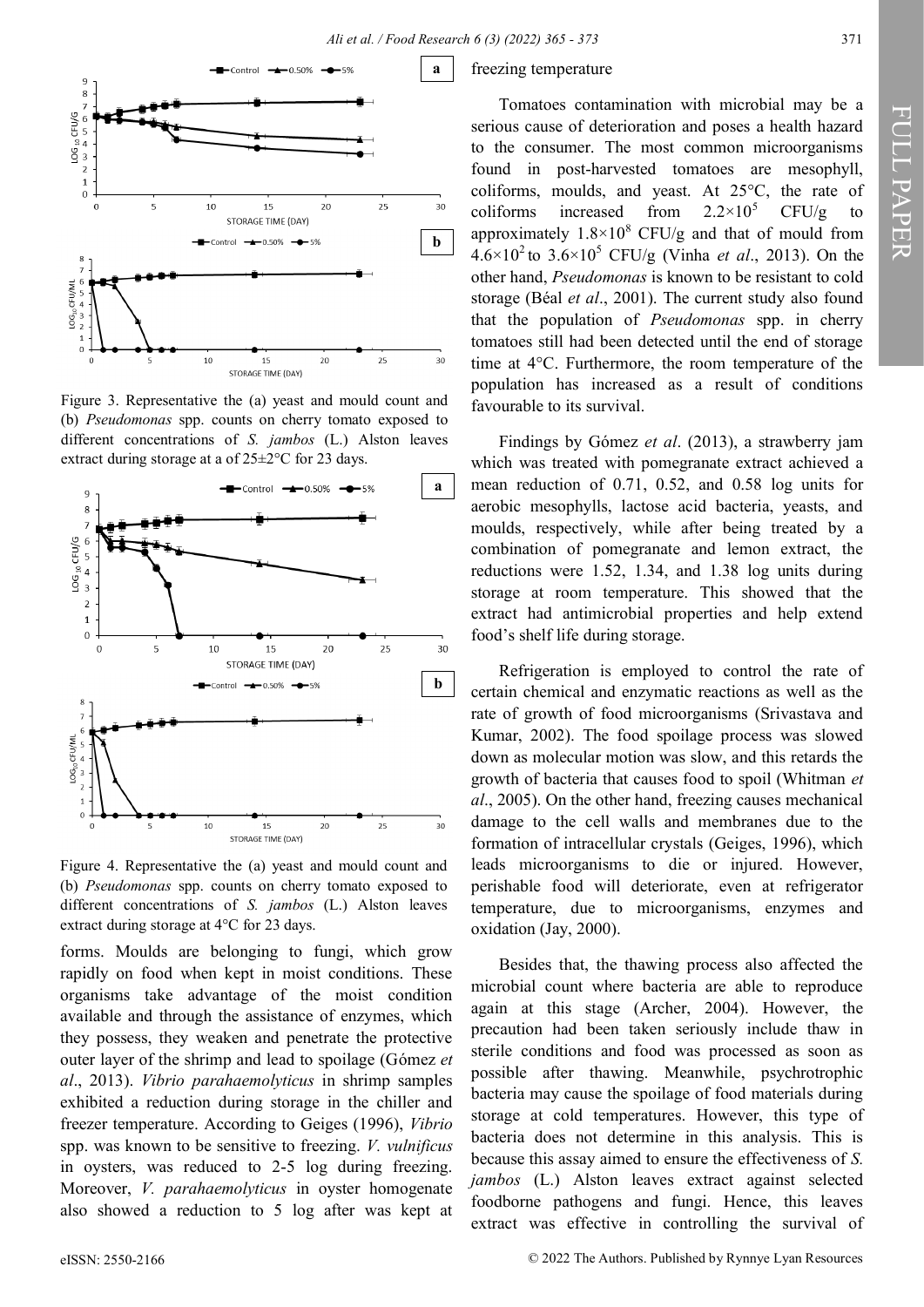Figure 3. Representative the (a) yeast and mould count and (b) *Pseudomonas* spp. counts on cherry tomato exposed to different concentrations of *S. jambos* (L.) Alston leaves extract during storage at a of 25±2°C for 23 days.

Figure 4. Representative the (a) yeast and mould count and (b) *Pseudomonas* spp. counts on cherry tomato exposed to different concentrations of *S. jambos* (L.) Alston leaves extract during storage at 4°C for 23 days.

forms. Moulds are belonging to fungi, which grow rapidly on food when kept in moist conditions. These organisms take advantage of the moist condition available and through the assistance of enzymes, which they possess, they weaken and penetrate the protective outer layer of the shrimp and lead to spoilage (Gómez *et al*., 2013). *Vibrio parahaemolyticus* in shrimp samples exhibited a reduction during storage in the chiller and freezer temperature. According to Geiges (1996), *Vibrio* spp. was known to be sensitive to freezing. *V. vulnificus* in oysters, was reduced to 2-5 log during freezing. Moreover, *V. parahaemolyticus* in oyster homogenate also showed a reduction to 5 log after was kept at freezing temperature

Tomatoes contamination with microbial may be a serious cause of deterioration and poses a health hazard to the consumer. The most common microorganisms found in post-harvested tomatoes are mesophyll, coliforms, moulds, and yeast. At 25°C, the rate of coliforms increased from $2.2\times10^5$ CFU/g to approximately $1.8\times10^8$ CFU/g and that of mould from $4.6\times10^2$ to $3.6\times10^5$ CFU/g (Vinha *et al*., 2013). On the other hand, *Pseudomonas* is known to be resistant to cold storage (Béal *et al*., 2001). The current study also found that the population of *Pseudomonas* spp. in cherry tomatoes still had been detected until the end of storage time at 4°C. Furthermore, the room temperature of the population has increased as a result of conditions favourable to its survival.

Findings by Gómez *et al*. (2013), a strawberry jam which was treated with pomegranate extract achieved a mean reduction of 0.71, 0.52, and 0.58 log units for aerobic mesophylls, lactose acid bacteria, yeasts, and moulds, respectively, while after being treated by a combination of pomegranate and lemon extract, the reductions were 1.52, 1.34, and 1.38 log units during storage at room temperature. This showed that the extract had antimicrobial properties and help extend food's shelf life during storage.

Refrigeration is employed to control the rate of certain chemical and enzymatic reactions as well as the rate of growth of food microorganisms (Srivastava and Kumar, 2002). The food spoilage process was slowed down as molecular motion was slow, and this retards the growth of bacteria that causes food to spoil (Whitman *et al*., 2005). On the other hand, freezing causes mechanical damage to the cell walls and membranes due to the formation of intracellular crystals (Geiges, 1996), which leads microorganisms to die or injured. However, perishable food will deteriorate, even at refrigerator temperature, due to microorganisms, enzymes and oxidation (Jay, 2000).

Besides that, the thawing process also affected the microbial count where bacteria are able to reproduce again at this stage (Archer, 2004). However, the precaution had been taken seriously include thaw in sterile conditions and food was processed as soon as possible after thawing. Meanwhile, psychrotrophic bacteria may cause the spoilage of food materials during storage at cold temperatures. However, this type of bacteria does not determine in this analysis. This is because this assay aimed to ensure the effectiveness of *S. jambos* (L.) Alston leaves extract against selected foodborne pathogens and fungi. Hence, this leaves extract was effective in controlling the survival of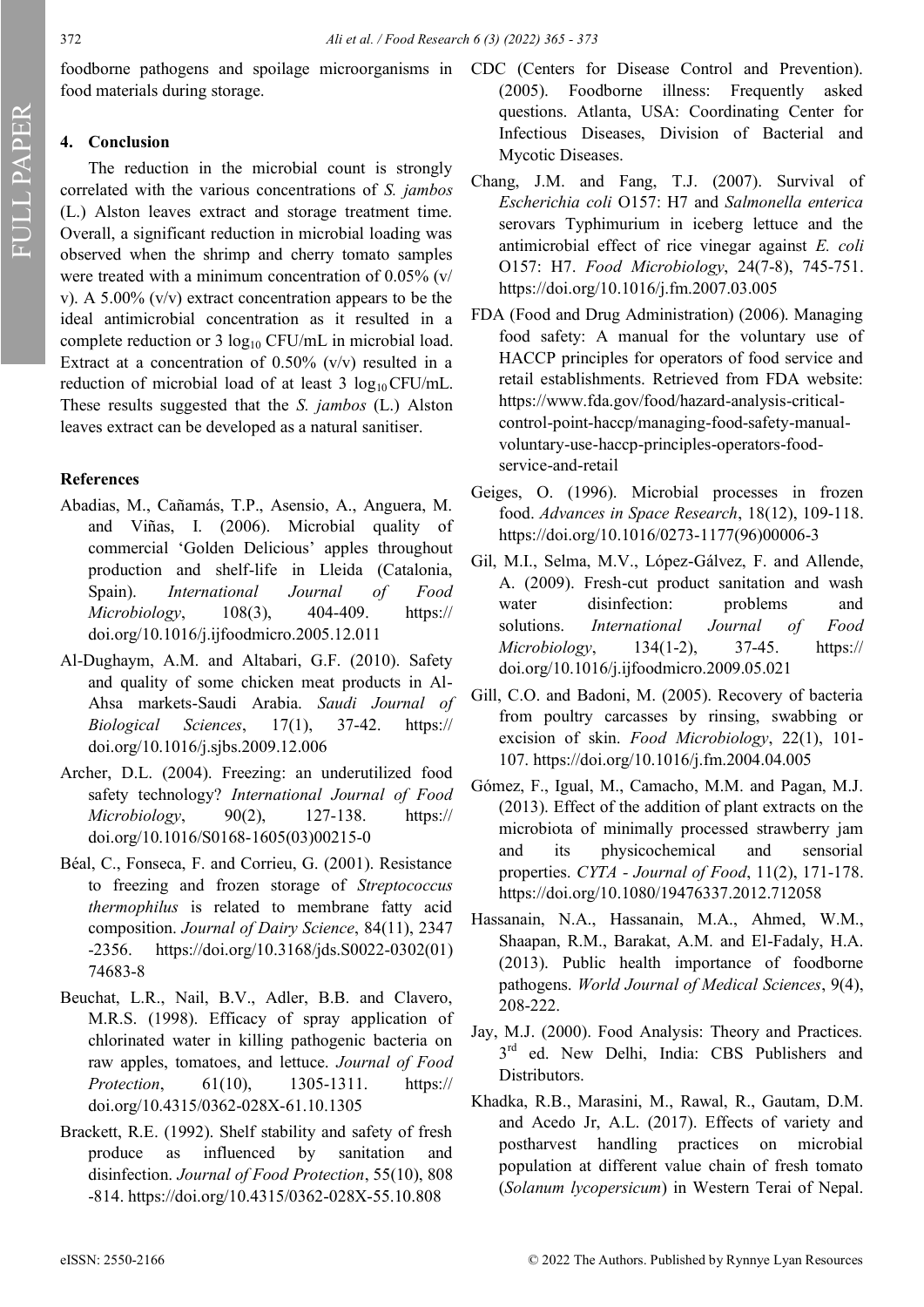foodborne pathogens and spoilage microorganisms in food materials during storage.

## 4. Conclusion

The reduction in the microbial count is strongly correlated with the various concentrations of *S. jambos* (L.) Alston leaves extract and storage treatment time. Overall, a significant reduction in microbial loading was observed when the shrimp and cherry tomato samples were treated with a minimum concentration of 0.05% (v/v). A 5.00% (v/v) extract concentration appears to be the ideal antimicrobial concentration as it resulted in a complete reduction or 3 $\log_{10}$ CFU/mL in microbial load. Extract at a concentration of 0.50% (v/v) resulted in a reduction of microbial load of at least 3 $\log_{10}$ CFU/mL. These results suggested that the *S. jambos* (L.) Alston leaves extract can be developed as a natural sanitiser.

## References

Abadias, M., Cañamás, T.P., Asensio, A., Anguera, M. and Viñas, I. (2006). Microbial quality of commercial 'Golden Delicious' apples throughout production and shelf-life in Lleida (Catalonia, Spain). *International Journal of Food Microbiology*, 108(3), 404-409. https://doi.org/10.1016/j.ijfoodmicro.2005.12.011

Al-Dughaym, A.M. and Altabari, G.F. (2010). Safety and quality of some chicken meat products in Al-Ahsa markets-Saudi Arabia. *Saudi Journal of Biological Sciences*, 17(1), 37-42. https://doi.org/10.1016/j.sjbs.2009.12.006

Archer, D.L. (2004). Freezing: an underutilized food safety technology? *International Journal of Food Microbiology*, 90(2), 127-138. https://doi.org/10.1016/S0168-1605(03)00215-0

Béal, C., Fonseca, F. and Corrieu, G. (2001). Resistance to freezing and frozen storage of *Streptococcus thermophilus* is related to membrane fatty acid composition. *Journal of Dairy Science*, 84(11), 2347-2356. https://doi.org/10.3168/jds.S0022-0302(01)74683-8

Beuchat, L.R., Nail, B.V., Adler, B.B. and Clavero, M.R.S. (1998). Efficacy of spray application of chlorinated water in killing pathogenic bacteria on raw apples, tomatoes, and lettuce. *Journal of Food Protection*, 61(10), 1305-1311. https://doi.org/10.4315/0362-028X-61.10.1305

Brackett, R.E. (1992). Shelf stability and safety of fresh produce as influenced by sanitation and disinfection. *Journal of Food Protection*, 55(10), 808-814. https://doi.org/10.4315/0362-028X-55.10.808

CDC (Centers for Disease Control and Prevention). (2005). Foodborne illness: Frequently asked questions. Atlanta, USA: Coordinating Center for Infectious Diseases, Division of Bacterial and Mycotic Diseases.

Chang, J.M. and Fang, T.J. (2007). Survival of *Escherichia coli* O157: H7 and *Salmonella enterica* serovars Typhimurium in iceberg lettuce and the antimicrobial effect of rice vinegar against *E. coli* O157: H7. *Food Microbiology*, 24(7-8), 745-751. https://doi.org/10.1016/j.fm.2007.03.005

FDA (Food and Drug Administration) (2006). Managing food safety: A manual for the voluntary use of HACCP principles for operators of food service and retail establishments. Retrieved from FDA website: https://www.fda.gov/food/hazard-analysis-critical-control-point-haccp/managing-food-safety-manual-voluntary-use-haccp-principles-operators-food-service-and-retail

Geiges, O. (1996). Microbial processes in frozen food. *Advances in Space Research*, 18(12), 109-118. https://doi.org/10.1016/0273-1177(96)00006-3

Gil, M.I., Selma, M.V., López-Gálvez, F. and Allende, A. (2009). Fresh-cut product sanitation and wash water disinfection: problems and solutions. *International Journal of Food Microbiology*, 134(1-2), 37-45. https://doi.org/10.1016/j.ijfoodmicro.2009.05.021

Gill, C.O. and Badoni, M. (2005). Recovery of bacteria from poultry carcasses by rinsing, swabbing or excision of skin. *Food Microbiology*, 22(1), 101-107. https://doi.org/10.1016/j.fm.2004.04.005

Gómez, F., Igual, M., Camacho, M.M. and Pagan, M.J. (2013). Effect of the addition of plant extracts on the microbiota of minimally processed strawberry jam and its physicochemical and sensorial properties. *CYTA - Journal of Food*, 11(2), 171-178. https://doi.org/10.1080/19476337.2012.712058

Hassanain, N.A., Hassanain, M.A., Ahmed, W.M., Shaapan, R.M., Barakat, A.M. and El-Fadaly, H.A. (2013). Public health importance of foodborne pathogens. *World Journal of Medical Sciences*, 9(4), 208-222.

Jay, M.J. (2000). Food Analysis: Theory and Practices. 3rd ed. New Delhi, India: CBS Publishers and Distributors.

Khadka, R.B., Marasini, M., Rawal, R., Gautam, D.M. and Acedo Jr, A.L. (2017). Effects of variety and postharvest handling practices on microbial population at different value chain of fresh tomato (*Solanum lycopersicum*) in Western Terai of Nepal.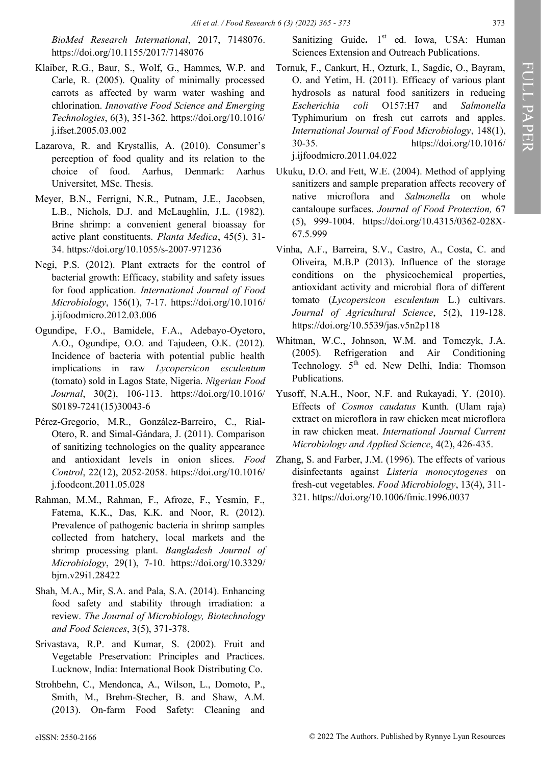BioMed Research International, 2017, 7148076. https://doi.org/10.1155/2017/7148076

Klaiber, R.G., Baur, S., Wolf, G., Hammes, W.P. and Carle, R. (2005). Quality of minimally processed carrots as affected by warm water washing and chlorination. *Innovative Food Science and Emerging Technologies*, 6(3), 351-362. https://doi.org/10.1016/j.ifset.2005.03.002

Lazarova, R. and Krystallis, A. (2010). Consumer's perception of food quality and its relation to the choice of food. Aarhus, Denmark: Aarhus Universitet*,* MSc. Thesis.

Meyer, B.N., Ferrigni, N.R., Putnam, J.E., Jacobsen, L.B., Nichols, D.J. and McLaughlin, J.L. (1982). Brine shrimp: a convenient general bioassay for active plant constituents. *Planta Medica*, 45(5), 31-34. https://doi.org/10.1055/s-2007-971236

Negi, P.S. (2012). Plant extracts for the control of bacterial growth: Efficacy, stability and safety issues for food application. *International Journal of Food Microbiology*, 156(1), 7-17. https://doi.org/10.1016/j.ijfoodmicro.2012.03.006

Ogundipe, F.O., Bamidele, F.A., Adebayo-Oyetoro, A.O., Ogundipe, O.O. and Tajudeen, O.K. (2012). Incidence of bacteria with potential public health implications in raw *Lycopersicon esculentum* (tomato) sold in Lagos State, Nigeria. *Nigerian Food Journal*, 30(2), 106-113. https://doi.org/10.1016/S0189-7241(15)30043-6

Pérez-Gregorio, M.R., González-Barreiro, C., Rial-Otero, R. and Simal-Gándara, J. (2011). Comparison of sanitizing technologies on the quality appearance and antioxidant levels in onion slices. *Food Control*, 22(12), 2052-2058. https://doi.org/10.1016/j.foodcont.2011.05.028

Rahman, M.M., Rahman, F., Afroze, F., Yesmin, F., Fatema, K.K., Das, K.K. and Noor, R. (2012). Prevalence of pathogenic bacteria in shrimp samples collected from hatchery, local markets and the shrimp processing plant. *Bangladesh Journal of Microbiology*, 29(1), 7-10. https://doi.org/10.3329/bjm.v29i1.28422

Shah, M.A., Mir, S.A. and Pala, S.A. (2014). Enhancing food safety and stability through irradiation: a review. *The Journal of Microbiology, Biotechnology and Food Sciences*, 3(5), 371-378.

Srivastava, R.P. and Kumar, S. (2002). Fruit and Vegetable Preservation: Principles and Practices. Lucknow, India: International Book Distributing Co.

Strohbehn, C., Mendonca, A., Wilson, L., Domoto, P., Smith, M., Brehm-Stecher, B. and Shaw, A.M. (2013). On-farm Food Safety: Cleaning and Sanitizing Guide**.** 1st ed. Iowa, USA: Human Sciences Extension and Outreach Publications.

Tornuk, F., Cankurt, H., Ozturk, I., Sagdic, O., Bayram, O. and Yetim, H. (2011). Efficacy of various plant hydrosols as natural food sanitizers in reducing *Escherichia coli* O157:H7 and *Salmonella* Typhimurium on fresh cut carrots and apples. *International Journal of Food Microbiology*, 148(1), 30-35. https://doi.org/10.1016/j.ijfoodmicro.2011.04.022

Ukuku, D.O. and Fett, W.E. (2004). Method of applying sanitizers and sample preparation affects recovery of native microflora and *Salmonella* on whole cantaloupe surfaces. *Journal of Food Protection,* 67 (5), 999-1004. https://doi.org/10.4315/0362-028X-67.5.999

Vinha, A.F., Barreira, S.V., Castro, A., Costa, C. and Oliveira, M.B.P (2013). Influence of the storage conditions on the physicochemical properties, antioxidant activity and microbial flora of different tomato (*Lycopersicon esculentum* L.) cultivars. *Journal of Agricultural Science*, 5(2), 119-128. https://doi.org/10.5539/jas.v5n2p118

Whitman, W.C., Johnson, W.M. and Tomczyk, J.A. (2005). Refrigeration and Air Conditioning Technology*.* 5th ed. New Delhi, India: Thomson Publications.

Yusoff, N.A.H., Noor, N.F. and Rukayadi, Y. (2010). Effects of *Cosmos caudatus* Kunth. (Ulam raja) extract on microflora in raw chicken meat microflora in raw chicken meat. *International Journal Current Microbiology and Applied Science*, 4(2), 426-435.

Zhang, S. and Farber, J.M. (1996). The effects of various disinfectants against *Listeria monocytogenes* on fresh-cut vegetables. *Food Microbiology*, 13(4), 311-321. https://doi.org/10.1006/fmic.1996.0037